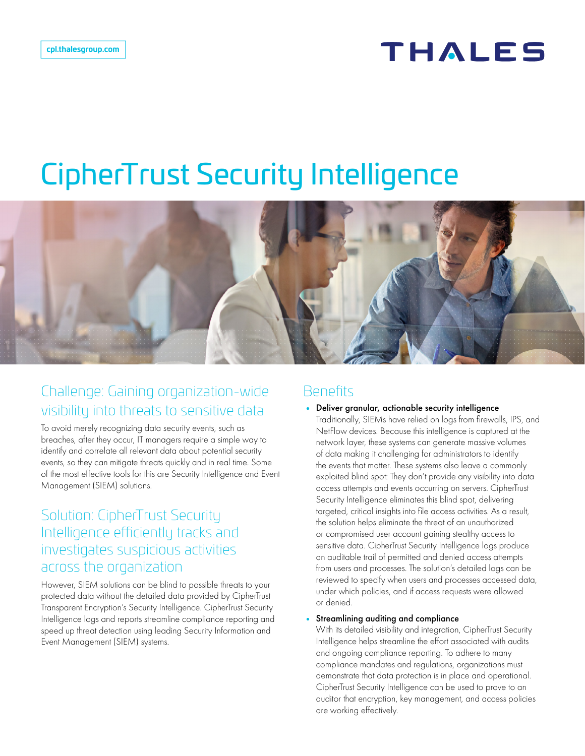cpl.thalesgroup.com

# CipherTrust Security Intelligence

## Challenge: Gaining organization-wide visibility into threats to sensitive data

To avoid merely recognizing data security events, such as breaches, after they occur, IT managers require a simple way to identify and correlate all relevant data about potential security events, so they can mitigate threats quickly and in real time. Some of the most effective tools for this are Security Intelligence and Event Management (SIEM) solutions.

## Solution: CipherTrust Security Intelligence efficiently tracks and investigates suspicious activities across the organization

However, SIEM solutions can be blind to possible threats to your protected data without the detailed data provided by CipherTrust Transparent Encryption's Security Intelligence. CipherTrust Security Intelligence logs and reports streamline compliance reporting and speed up threat detection using leading Security Information and Event Management (SIEM) systems.

## Benefits

- **Deliver granular, actionable security intelligence**
  Traditionally, SIEMs have relied on logs from firewalls, IPS, and NetFlow devices. Because this intelligence is captured at the network layer, these systems can generate massive volumes of data making it challenging for administrators to identify the events that matter. These systems also leave a commonly exploited blind spot: They don't provide any visibility into data access attempts and events occurring on servers. CipherTrust Security Intelligence eliminates this blind spot, delivering targeted, critical insights into file access activities. As a result, the solution helps eliminate the threat of an unauthorized or compromised user account gaining stealthy access to sensitive data. CipherTrust Security Intelligence logs produce an auditable trail of permitted and denied access attempts from users and processes. The solution's detailed logs can be reviewed to specify when users and processes accessed data, under which policies, and if access requests were allowed or denied.

- **Streamlining auditing and compliance**
  With its detailed visibility and integration, CipherTrust Security Intelligence helps streamline the effort associated with audits and ongoing compliance reporting. To adhere to many compliance mandates and regulations, organizations must demonstrate that data protection is in place and operational. CipherTrust Security Intelligence can be used to prove to an auditor that encryption, key management, and access policies are working effectively.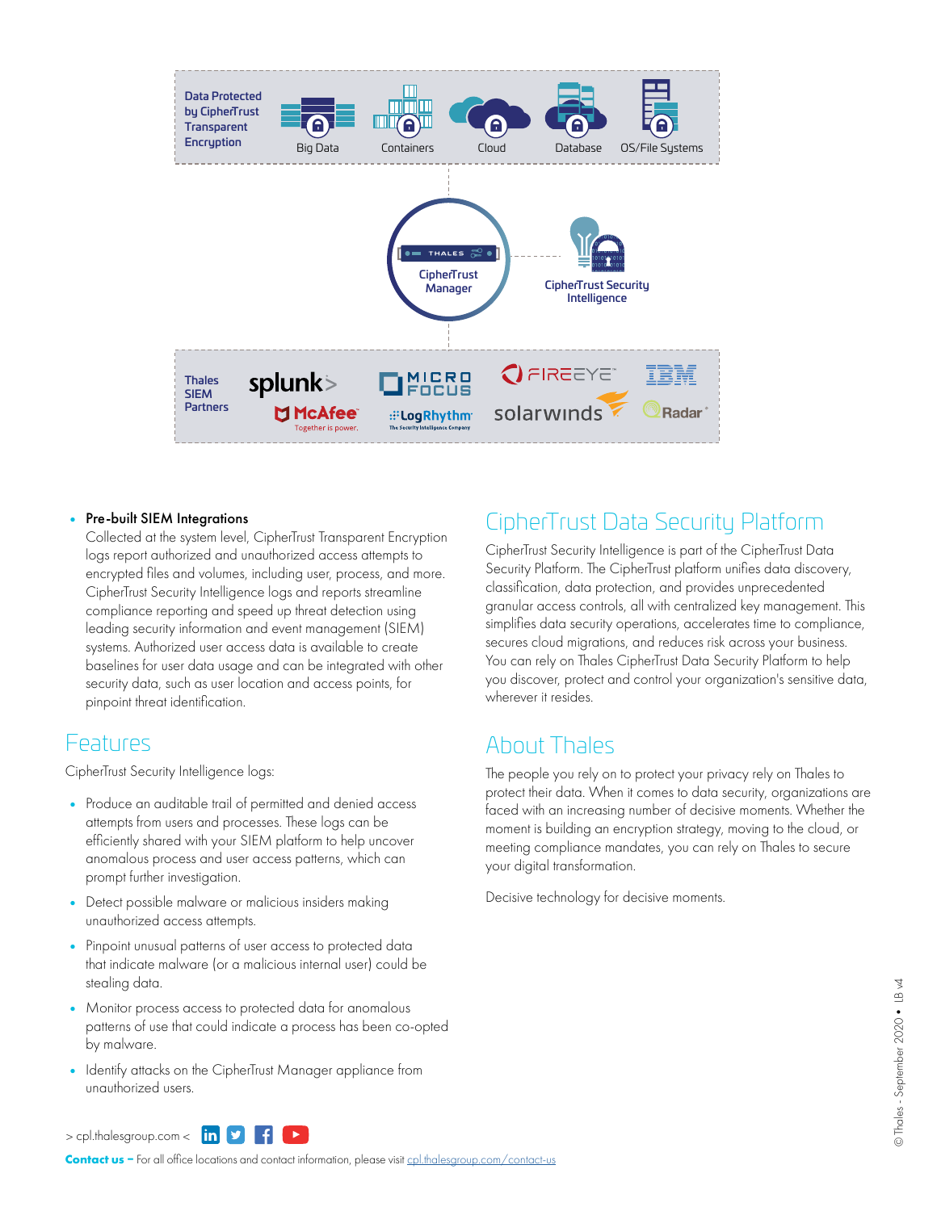Data Protected by CipherTrust Transparent Encryption

Big Data

Containers

Cloud

Database

OS/File Systems

CipherTrust Manager

CipherTrust Security Intelligence

Thales SIEM Partners

- **Pre-built SIEM Integrations**
  Collected at the system level, CipherTrust Transparent Encryption logs report authorized and unauthorized access attempts to encrypted files and volumes, including user, process, and more. CipherTrust Security Intelligence logs and reports streamline compliance reporting and speed up threat detection using leading security information and event management (SIEM) systems. Authorized user access data is available to create baselines for user data usage and can be integrated with other security data, such as user location and access points, for pinpoint threat identification.

## Features

CipherTrust Security Intelligence logs:

- Produce an auditable trail of permitted and denied access attempts from users and processes. These logs can be efficiently shared with your SIEM platform to help uncover anomalous process and user access patterns, which can prompt further investigation.
- Detect possible malware or malicious insiders making unauthorized access attempts.
- Pinpoint unusual patterns of user access to protected data that indicate malware (or a malicious internal user) could be stealing data.
- Monitor process access to protected data for anomalous patterns of use that could indicate a process has been co-opted by malware.
- Identify attacks on the CipherTrust Manager appliance from unauthorized users.

## CipherTrust Data Security Platform

CipherTrust Security Intelligence is part of the CipherTrust Data Security Platform. The CipherTrust platform unifies data discovery, classification, data protection, and provides unprecedented granular access controls, all with centralized key management. This simplifies data security operations, accelerates time to compliance, secures cloud migrations, and reduces risk across your business. You can rely on Thales CipherTrust Data Security Platform to help you discover, protect and control your organization's sensitive data, wherever it resides.

## About Thales

The people you rely on to protect your privacy rely on Thales to protect their data. When it comes to data security, organizations are faced with an increasing number of decisive moments. Whether the moment is building an encryption strategy, moving to the cloud, or meeting compliance mandates, you can rely on Thales to secure your digital transformation.

Decisive technology for decisive moments.

> cpl.thalesgroup.com <

**Contact us –** For all office locations and contact information, please visit cpl.thalesgroup.com/contact-us

© Thales - September 2020 • LB v4